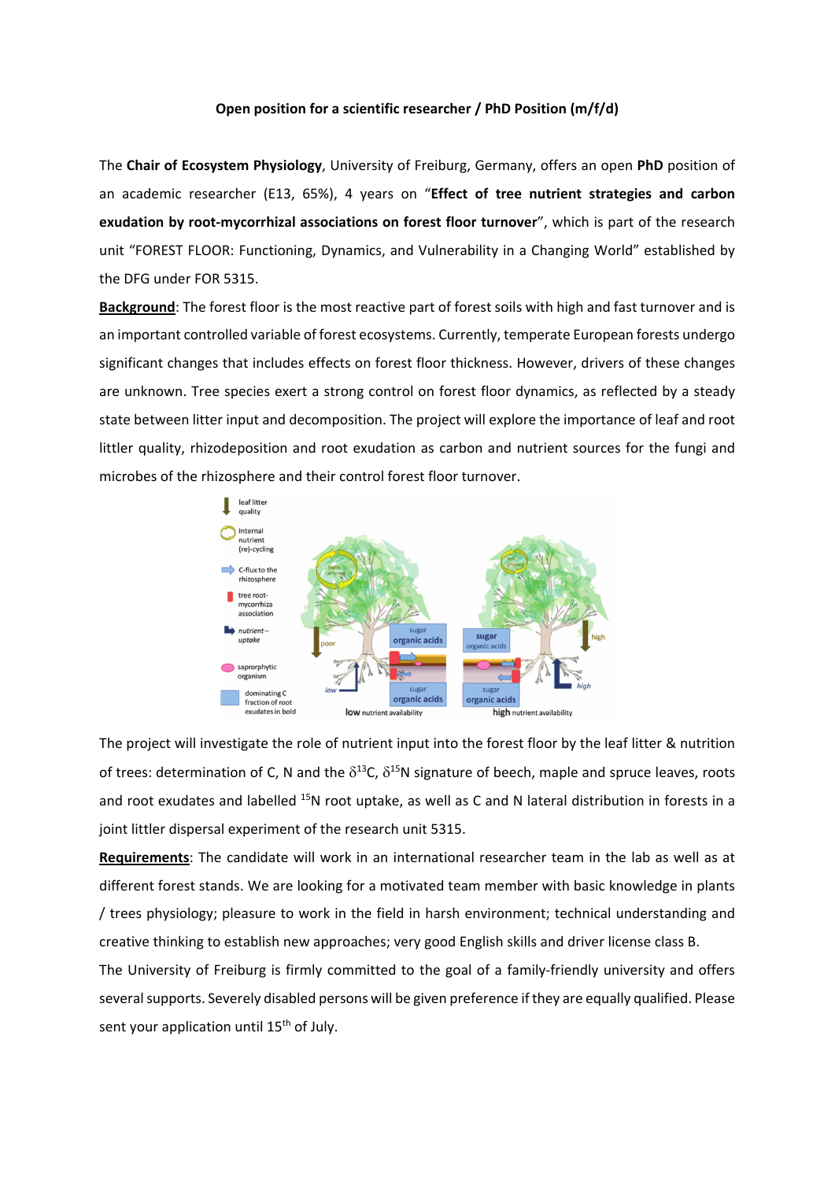**Open position for a scientific researcher / PhD Position (m/f/d)**

The **Chair of Ecosystem Physiology**, University of Freiburg, Germany, offers an open **PhD** position of an academic researcher (E13, 65%), 4 years on "**Effect of tree nutrient strategies and carbon exudation by root-mycorrhizal associations on forest floor turnover**", which is part of the research unit "FOREST FLOOR: Functioning, Dynamics, and Vulnerability in a Changing World" established by the DFG under FOR 5315.

**Background**: The forest floor is the most reactive part of forest soils with high and fast turnover and is an important controlled variable of forest ecosystems. Currently, temperate European forests undergo significant changes that includes effects on forest floor thickness. However, drivers of these changes are unknown. Tree species exert a strong control on forest floor dynamics, as reflected by a steady state between litter input and decomposition. The project will explore the importance of leaf and root littler quality, rhizodeposition and root exudation as carbon and nutrient sources for the fungi and microbes of the rhizosphere and their control forest floor turnover.

The project will investigate the role of nutrient input into the forest floor by the leaf litter & nutrition of trees: determination of C, N and the $\delta^{13}C$, $\delta^{15}N$ signature of beech, maple and spruce leaves, roots and root exudates and labelled $^{15}N$ root uptake, as well as C and N lateral distribution in forests in a joint littler dispersal experiment of the research unit 5315.

**Requirements**: The candidate will work in an international researcher team in the lab as well as at different forest stands. We are looking for a motivated team member with basic knowledge in plants / trees physiology; pleasure to work in the field in harsh environment; technical understanding and creative thinking to establish new approaches; very good English skills and driver license class B.

The University of Freiburg is firmly committed to the goal of a family-friendly university and offers several supports. Severely disabled persons will be given preference if they are equally qualified. Please sent your application until 15th of July.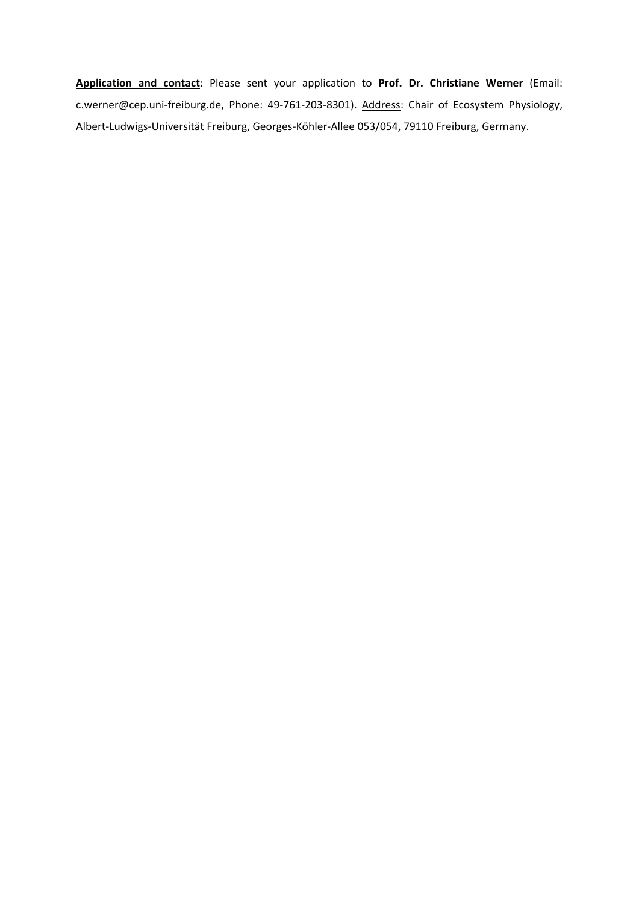**<u>Application and contact</u>**: Please sent your application to **Prof. Dr. Christiane Werner** (Email: c.werner@cep.uni-freiburg.de, Phone: 49-761-203-8301). <u>Address</u>: Chair of Ecosystem Physiology, Albert-Ludwigs-Universität Freiburg, Georges-Köhler-Allee 053/054, 79110 Freiburg, Germany.